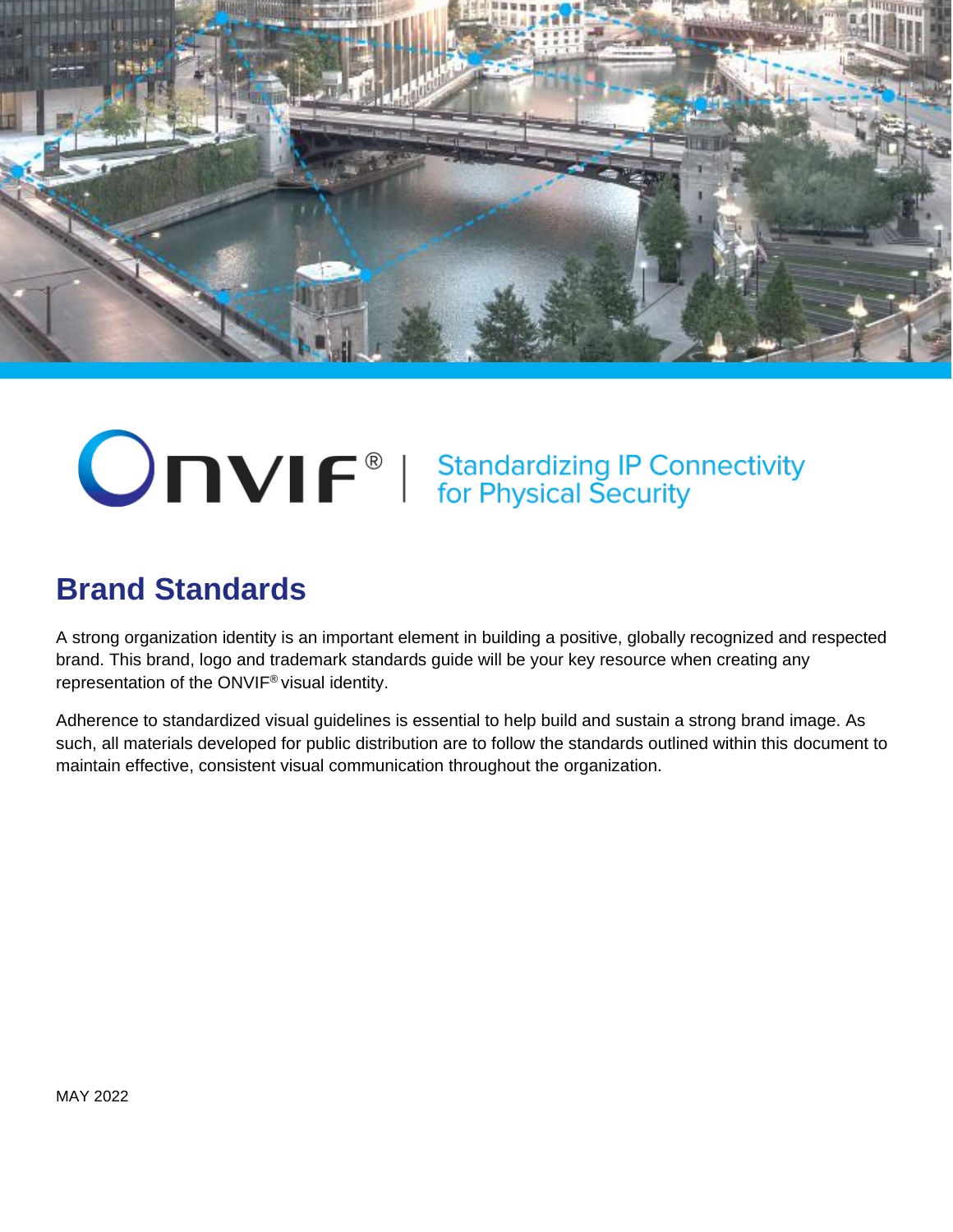ONVIF® | Standardizing IP Connectivity for Physical Security

# Brand Standards

A strong organization identity is an important element in building a positive, globally recognized and respected brand. This brand, logo and trademark standards guide will be your key resource when creating any representation of the ONVIF® visual identity.

Adherence to standardized visual guidelines is essential to help build and sustain a strong brand image. As such, all materials developed for public distribution are to follow the standards outlined within this document to maintain effective, consistent visual communication throughout the organization.

MAY 2022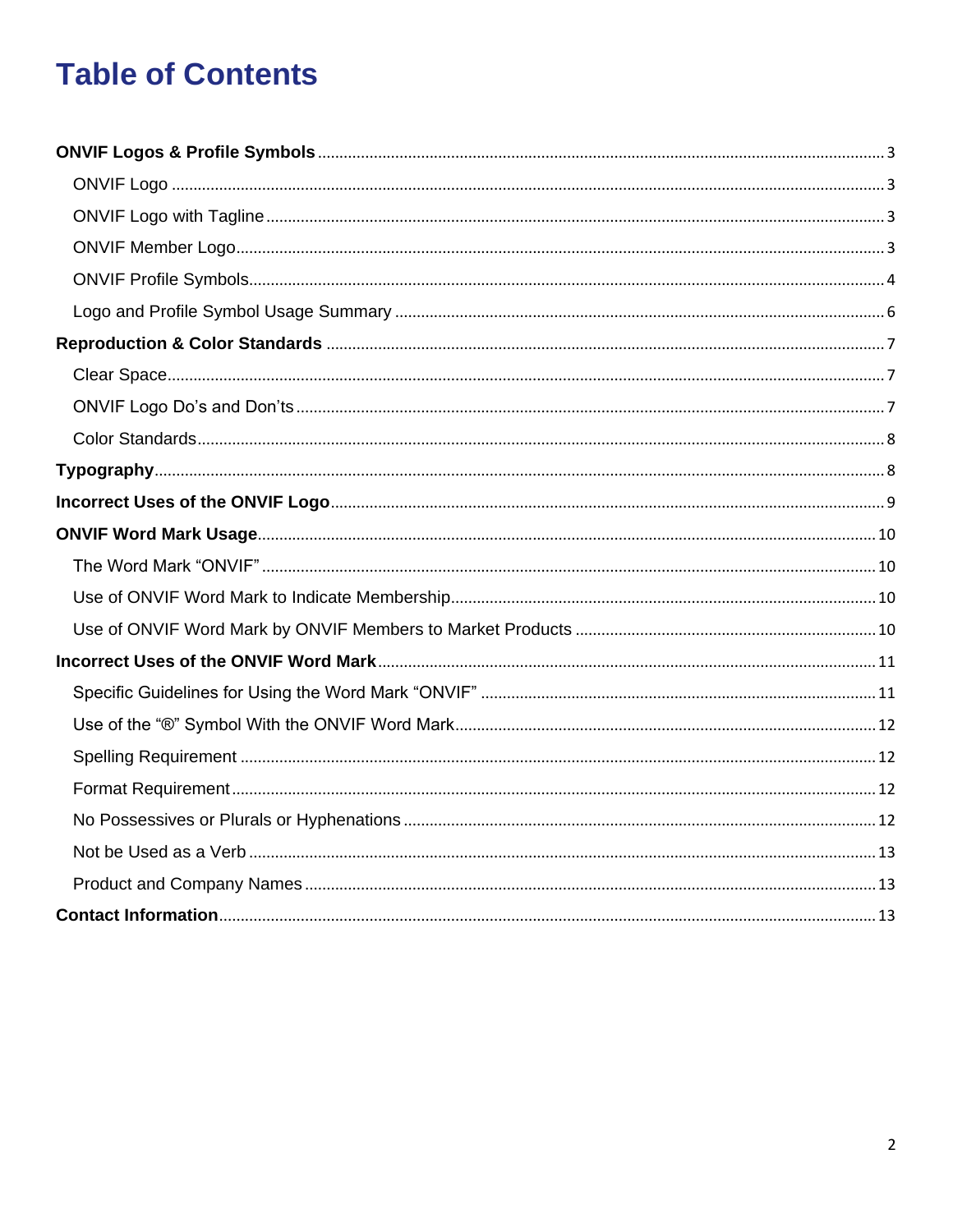# Table of Contents

**ONVIF Logos & Profile Symbols** ..... 3

- ONVIF Logo ..... 3
- ONVIF Logo with Tagline ..... 3
- ONVIF Member Logo ..... 3
- ONVIF Profile Symbols ..... 4
- Logo and Profile Symbol Usage Summary ..... 6

**Reproduction & Color Standards** ..... 7

- Clear Space ..... 7
- ONVIF Logo Do's and Don'ts ..... 7
- Color Standards ..... 8

**Typography** ..... 8

**Incorrect Uses of the ONVIF Logo** ..... 9

**ONVIF Word Mark Usage** ..... 10

- The Word Mark "ONVIF" ..... 10
- Use of ONVIF Word Mark to Indicate Membership ..... 10
- Use of ONVIF Word Mark by ONVIF Members to Market Products ..... 10

**Incorrect Uses of the ONVIF Word Mark** ..... 11

- Specific Guidelines for Using the Word Mark "ONVIF" ..... 11
- Use of the "®" Symbol With the ONVIF Word Mark ..... 12
- Spelling Requirement ..... 12
- Format Requirement ..... 12
- No Possessives or Plurals or Hyphenations ..... 12
- Not be Used as a Verb ..... 13
- Product and Company Names ..... 13

**Contact Information** ..... 13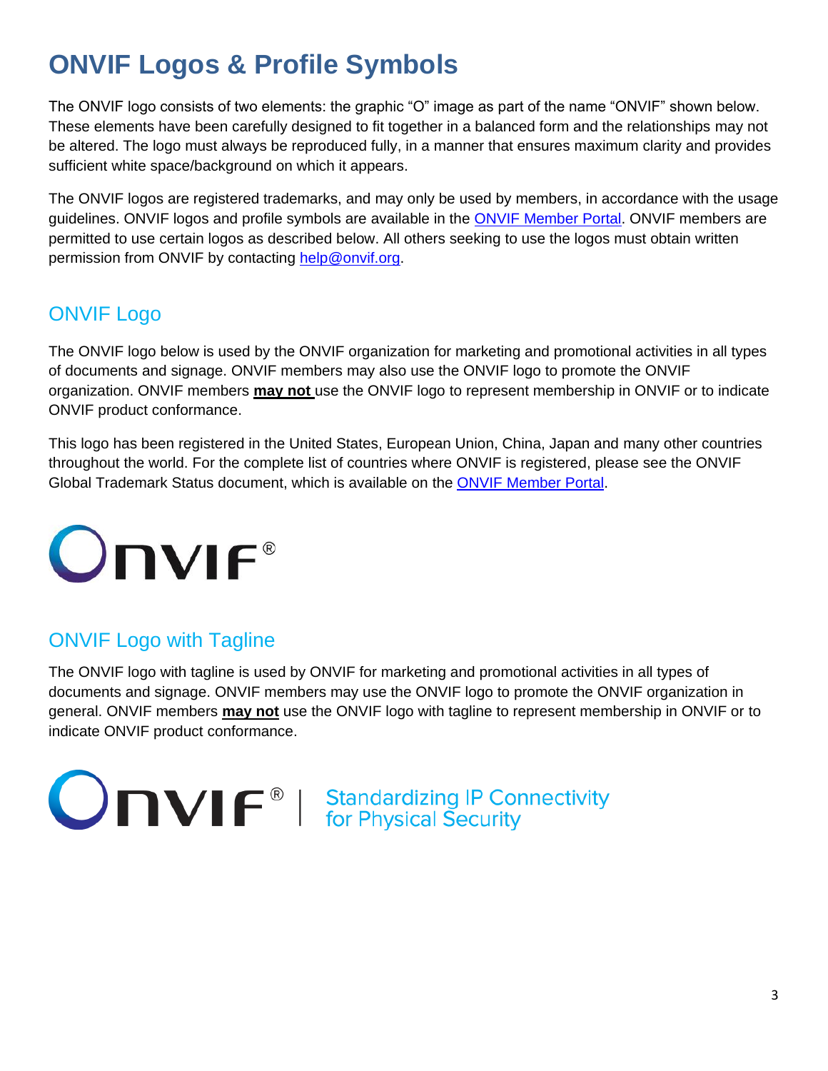# ONVIF Logos & Profile Symbols

The ONVIF logo consists of two elements: the graphic "O" image as part of the name "ONVIF" shown below. These elements have been carefully designed to fit together in a balanced form and the relationships may not be altered. The logo must always be reproduced fully, in a manner that ensures maximum clarity and provides sufficient white space/background on which it appears.

The ONVIF logos are registered trademarks, and may only be used by members, in accordance with the usage guidelines. ONVIF logos and profile symbols are available in the ONVIF Member Portal. ONVIF members are permitted to use certain logos as described below. All others seeking to use the logos must obtain written permission from ONVIF by contacting help@onvif.org.

## ONVIF Logo

The ONVIF logo below is used by the ONVIF organization for marketing and promotional activities in all types of documents and signage. ONVIF members may also use the ONVIF logo to promote the ONVIF organization. ONVIF members **may not** use the ONVIF logo to represent membership in ONVIF or to indicate ONVIF product conformance.

This logo has been registered in the United States, European Union, China, Japan and many other countries throughout the world. For the complete list of countries where ONVIF is registered, please see the ONVIF Global Trademark Status document, which is available on the ONVIF Member Portal.

## ONVIF Logo with Tagline

The ONVIF logo with tagline is used by ONVIF for marketing and promotional activities in all types of documents and signage. ONVIF members may use the ONVIF logo to promote the ONVIF organization in general. ONVIF members **may not** use the ONVIF logo with tagline to represent membership in ONVIF or to indicate ONVIF product conformance.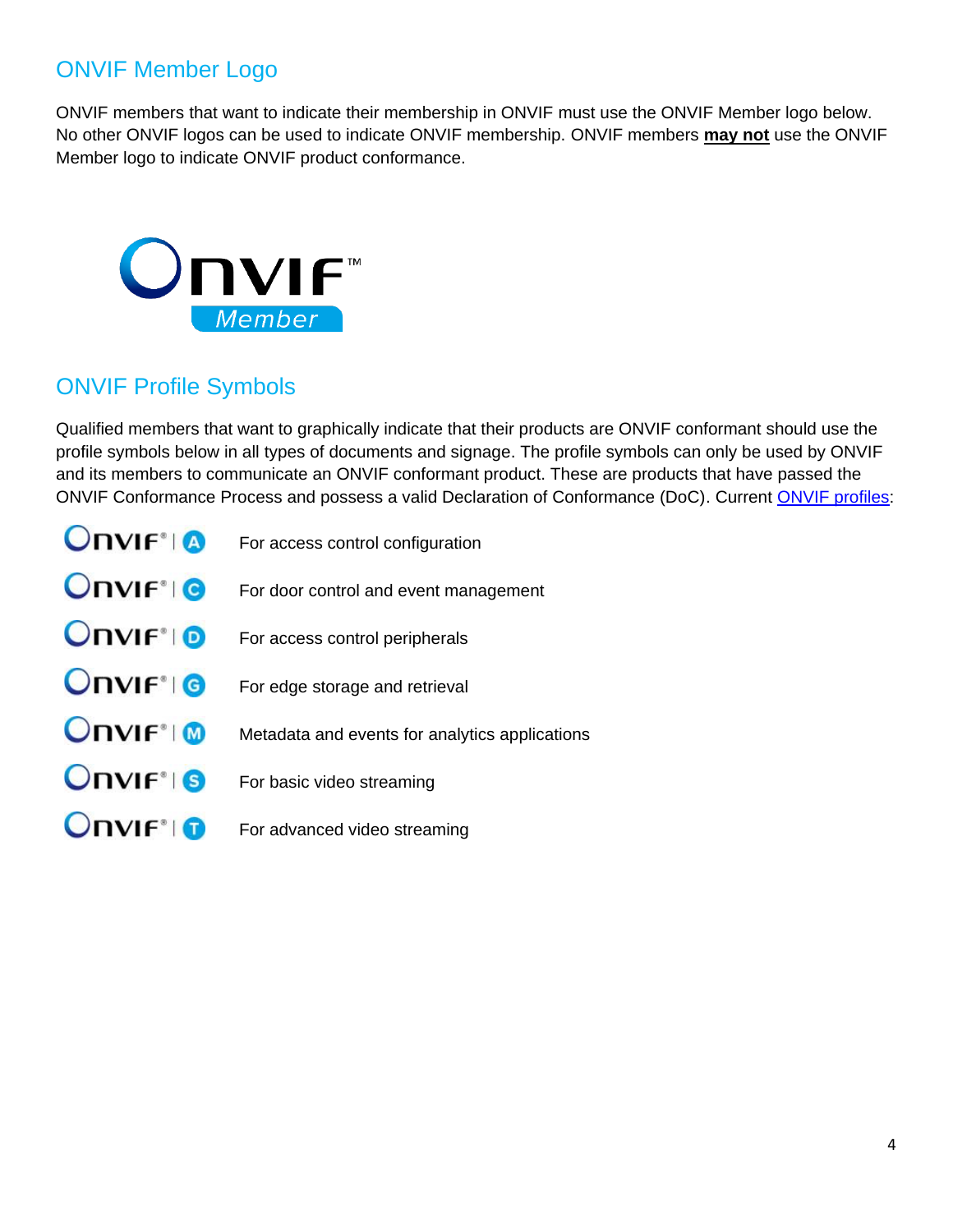## ONVIF Member Logo

ONVIF members that want to indicate their membership in ONVIF must use the ONVIF Member logo below. No other ONVIF logos can be used to indicate ONVIF membership. ONVIF members **may not** use the ONVIF Member logo to indicate ONVIF product conformance.

## ONVIF Profile Symbols

Qualified members that want to graphically indicate that their products are ONVIF conformant should use the profile symbols below in all types of documents and signage. The profile symbols can only be used by ONVIF and its members to communicate an ONVIF conformant product. These are products that have passed the ONVIF Conformance Process and possess a valid Declaration of Conformance (DoC). Current [ONVIF profiles](ONVIF profiles):

| Profile | Description |
| --- | --- |
| ONVIF A | For access control configuration |
| ONVIF C | For door control and event management |
| ONVIF D | For access control peripherals |
| ONVIF G | For edge storage and retrieval |
| ONVIF M | Metadata and events for analytics applications |
| ONVIF S | For basic video streaming |
| ONVIF T | For advanced video streaming |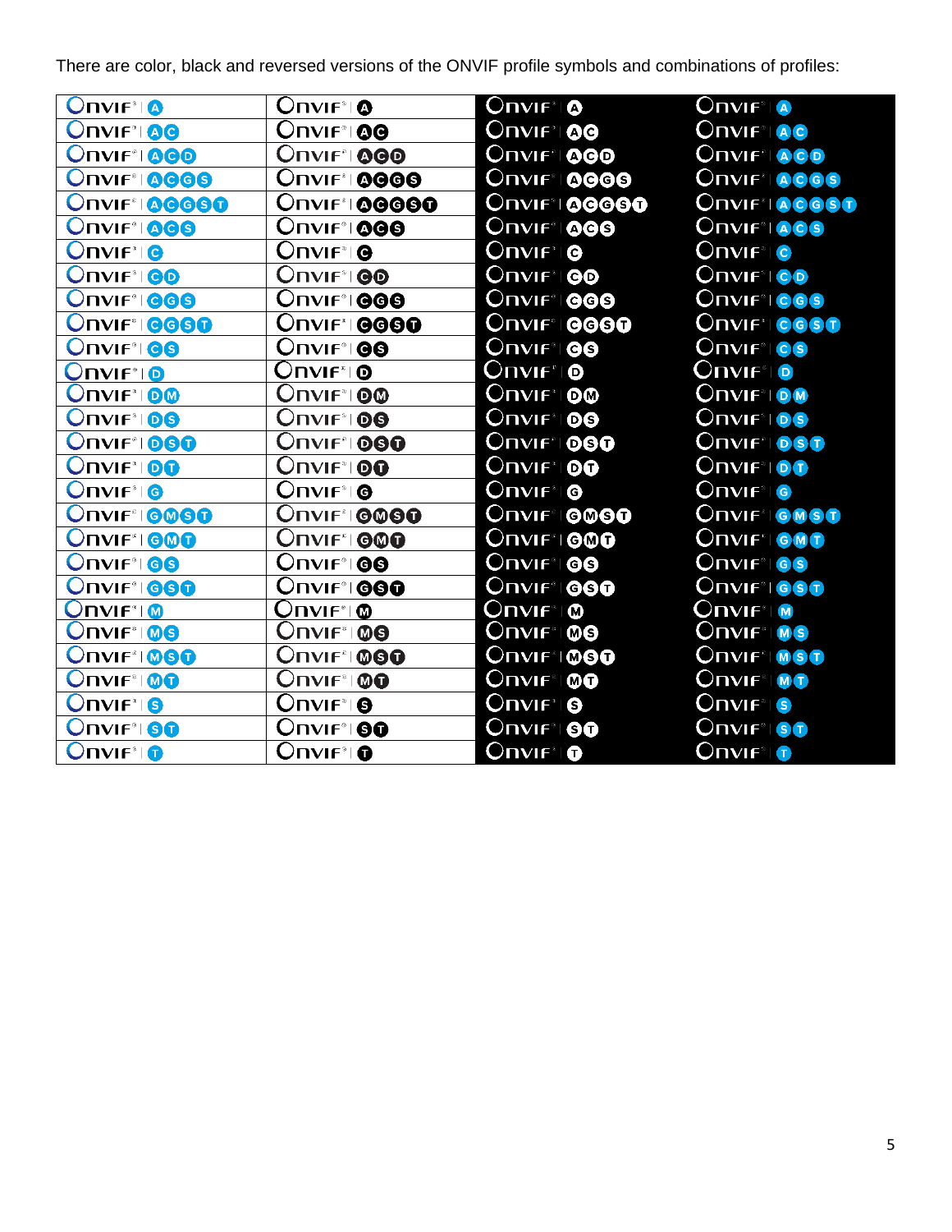There are color, black and reversed versions of the ONVIF profile symbols and combinations of profiles:

| | | | |
|---|---|---|---|
| ONVIF® \| A | ONVIF® \| A | ONVIF® \| A | ONVIF® \| A |
| ONVIF® \| A C | ONVIF® \| A C | ONVIF® \| A C | ONVIF® \| A C |
| ONVIF® \| A C D | ONVIF® \| A C D | ONVIF® \| A C D | ONVIF® \| A C D |
| ONVIF® \| A C G S | ONVIF® \| A C G S | ONVIF® \| A C G S | ONVIF® \| A C G S |
| ONVIF® \| A C G S T | ONVIF® \| A C G S T | ONVIF® \| A C G S T | ONVIF® \| A C G S T |
| ONVIF® \| A C S | ONVIF® \| A C S | ONVIF® \| A C S | ONVIF® \| A C S |
| ONVIF® \| C | ONVIF® \| C | ONVIF® \| C | ONVIF® \| C |
| ONVIF® \| C D | ONVIF® \| C D | ONVIF® \| C D | ONVIF® \| C D |
| ONVIF® \| C G S | ONVIF® \| C G S | ONVIF® \| C G S | ONVIF® \| C G S |
| ONVIF® \| C G S T | ONVIF® \| C G S T | ONVIF® \| C G S T | ONVIF® \| C G S T |
| ONVIF® \| C S | ONVIF® \| C S | ONVIF® \| C S | ONVIF® \| C S |
| ONVIF® \| D | ONVIF® \| D | ONVIF® \| D | ONVIF® \| D |
| ONVIF® \| D M | ONVIF® \| D M | ONVIF® \| D M | ONVIF® \| D M |
| ONVIF® \| D S | ONVIF® \| D S | ONVIF® \| D S | ONVIF® \| D S |
| ONVIF® \| D S T | ONVIF® \| D S T | ONVIF® \| D S T | ONVIF® \| D S T |
| ONVIF® \| D T | ONVIF® \| D T | ONVIF® \| D T | ONVIF® \| D T |
| ONVIF® \| G | ONVIF® \| G | ONVIF® \| G | ONVIF® \| G |
| ONVIF® \| G M S T | ONVIF® \| G M S T | ONVIF® \| G M S T | ONVIF® \| G M S T |
| ONVIF® \| G M T | ONVIF® \| G M T | ONVIF® \| G M T | ONVIF® \| G M T |
| ONVIF® \| G S | ONVIF® \| G S | ONVIF® \| G S | ONVIF® \| G S |
| ONVIF® \| G S T | ONVIF® \| G S T | ONVIF® \| G S T | ONVIF® \| G S T |
| ONVIF® \| M | ONVIF® \| M | ONVIF® \| M | ONVIF® \| M |
| ONVIF® \| M S | ONVIF® \| M S | ONVIF® \| M S | ONVIF® \| M S |
| ONVIF® \| M S T | ONVIF® \| M S T | ONVIF® \| M S T | ONVIF® \| M S T |
| ONVIF® \| M T | ONVIF® \| M T | ONVIF® \| M T | ONVIF® \| M T |
| ONVIF® \| S | ONVIF® \| S | ONVIF® \| S | ONVIF® \| S |
| ONVIF® \| S T | ONVIF® \| S T | ONVIF® \| S T | ONVIF® \| S T |
| ONVIF® \| T | ONVIF® \| T | ONVIF® \| T | ONVIF® \| T |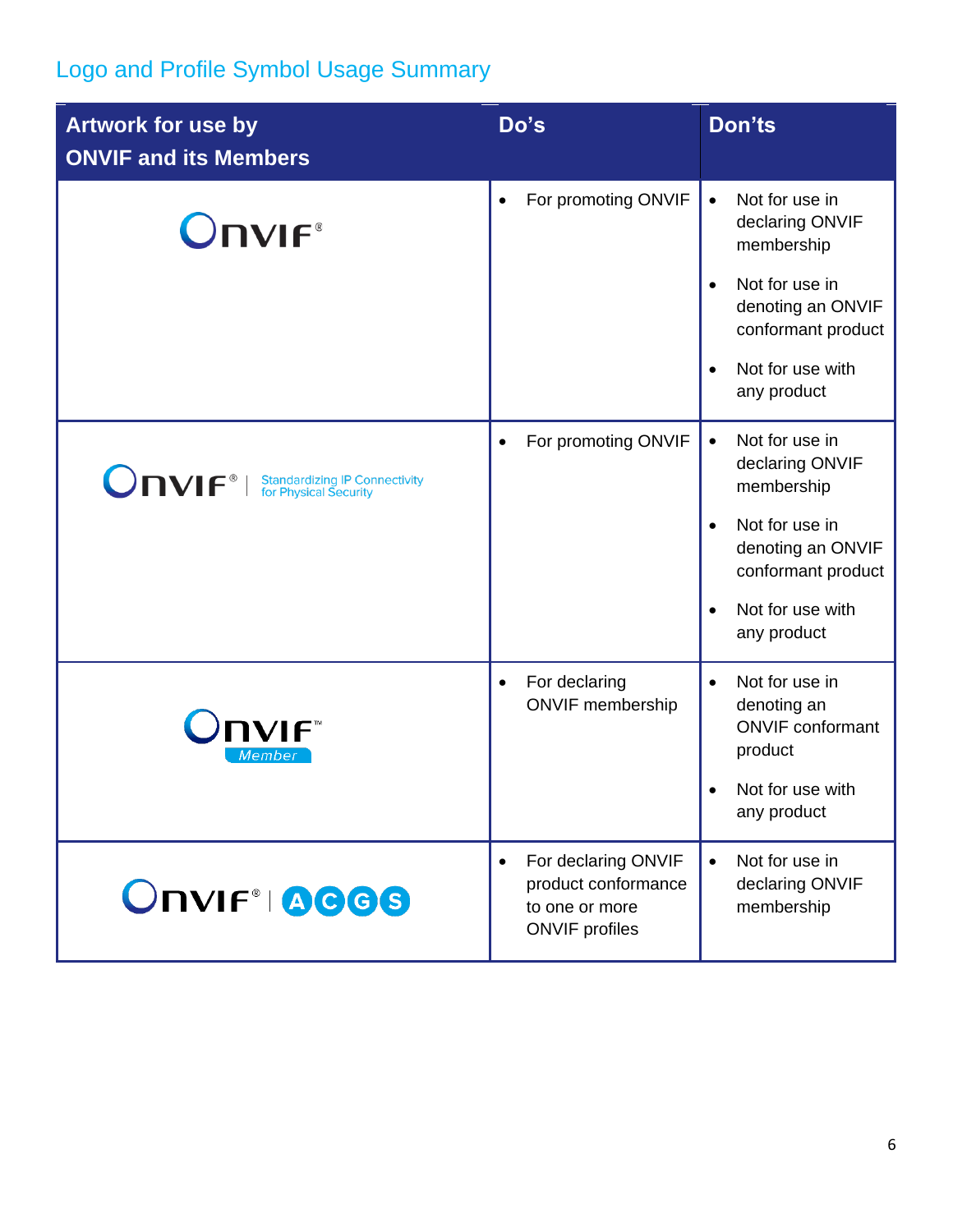## Logo and Profile Symbol Usage Summary

| Artwork for use by ONVIF and its Members | Do's | Don'ts |
|---|---|---|
| ONVIF® | • For promoting ONVIF | • Not for use in declaring ONVIF membership<br>• Not for use in denoting an ONVIF conformant product<br>• Not for use with any product |
| ONVIF® \| Standardizing IP Connectivity for Physical Security | • For promoting ONVIF | • Not for use in declaring ONVIF membership<br>• Not for use in denoting an ONVIF conformant product<br>• Not for use with any product |
| ONVIF™ Member | • For declaring ONVIF membership | • Not for use in denoting an ONVIF conformant product<br>• Not for use with any product |
| ONVIF® \| A C G S | • For declaring ONVIF product conformance to one or more ONVIF profiles | • Not for use in declaring ONVIF membership |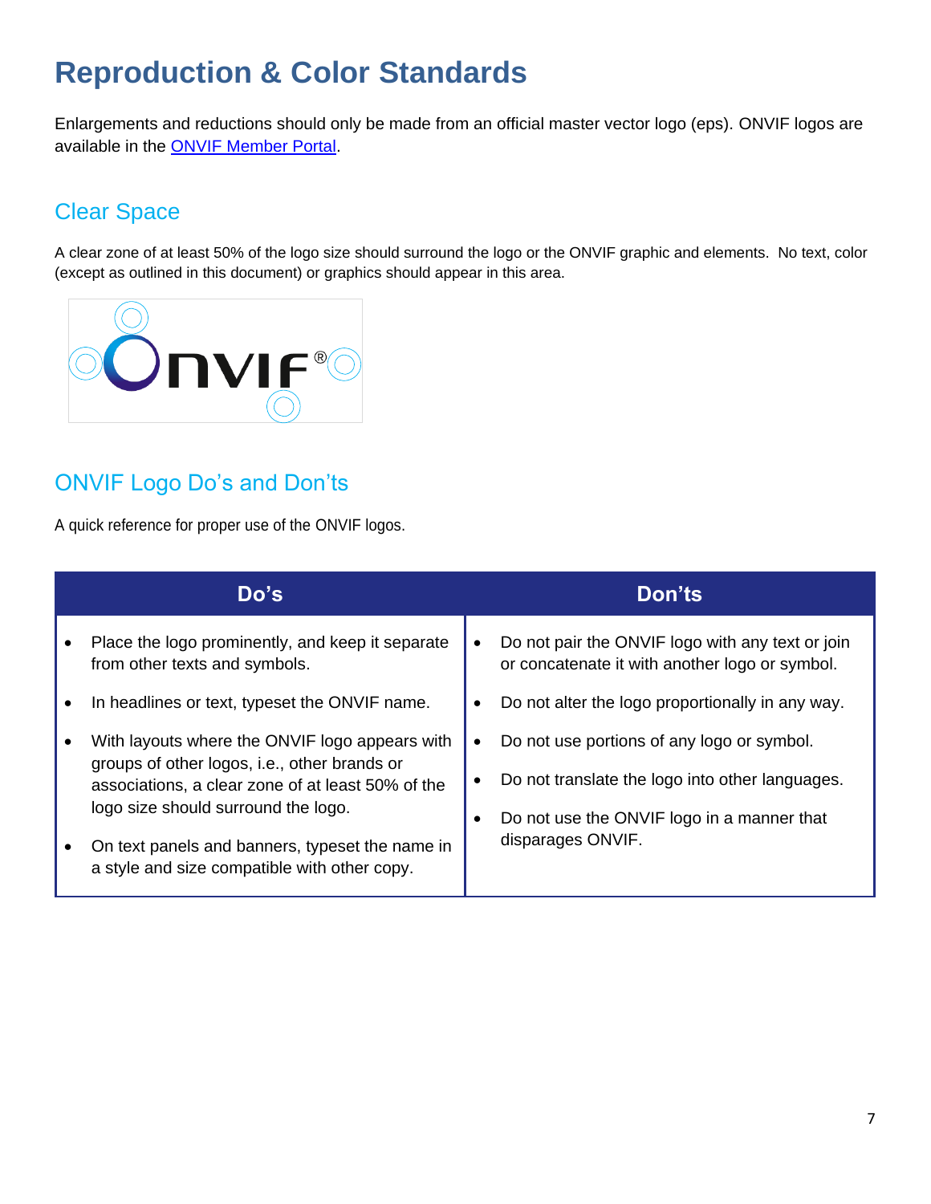# Reproduction & Color Standards

Enlargements and reductions should only be made from an official master vector logo (eps). ONVIF logos are available in the ONVIF Member Portal.

## Clear Space

A clear zone of at least 50% of the logo size should surround the logo or the ONVIF graphic and elements. No text, color (except as outlined in this document) or graphics should appear in this area.

## ONVIF Logo Do's and Don'ts

A quick reference for proper use of the ONVIF logos.

| Do's | Don'ts |
|---|---|
| • Place the logo prominently, and keep it separate from other texts and symbols.<br>• In headlines or text, typeset the ONVIF name.<br>• With layouts where the ONVIF logo appears with groups of other logos, i.e., other brands or associations, a clear zone of at least 50% of the logo size should surround the logo.<br>• On text panels and banners, typeset the name in a style and size compatible with other copy. | • Do not pair the ONVIF logo with any text or join or concatenate it with another logo or symbol.<br>• Do not alter the logo proportionally in any way.<br>• Do not use portions of any logo or symbol.<br>• Do not translate the logo into other languages.<br>• Do not use the ONVIF logo in a manner that disparages ONVIF. |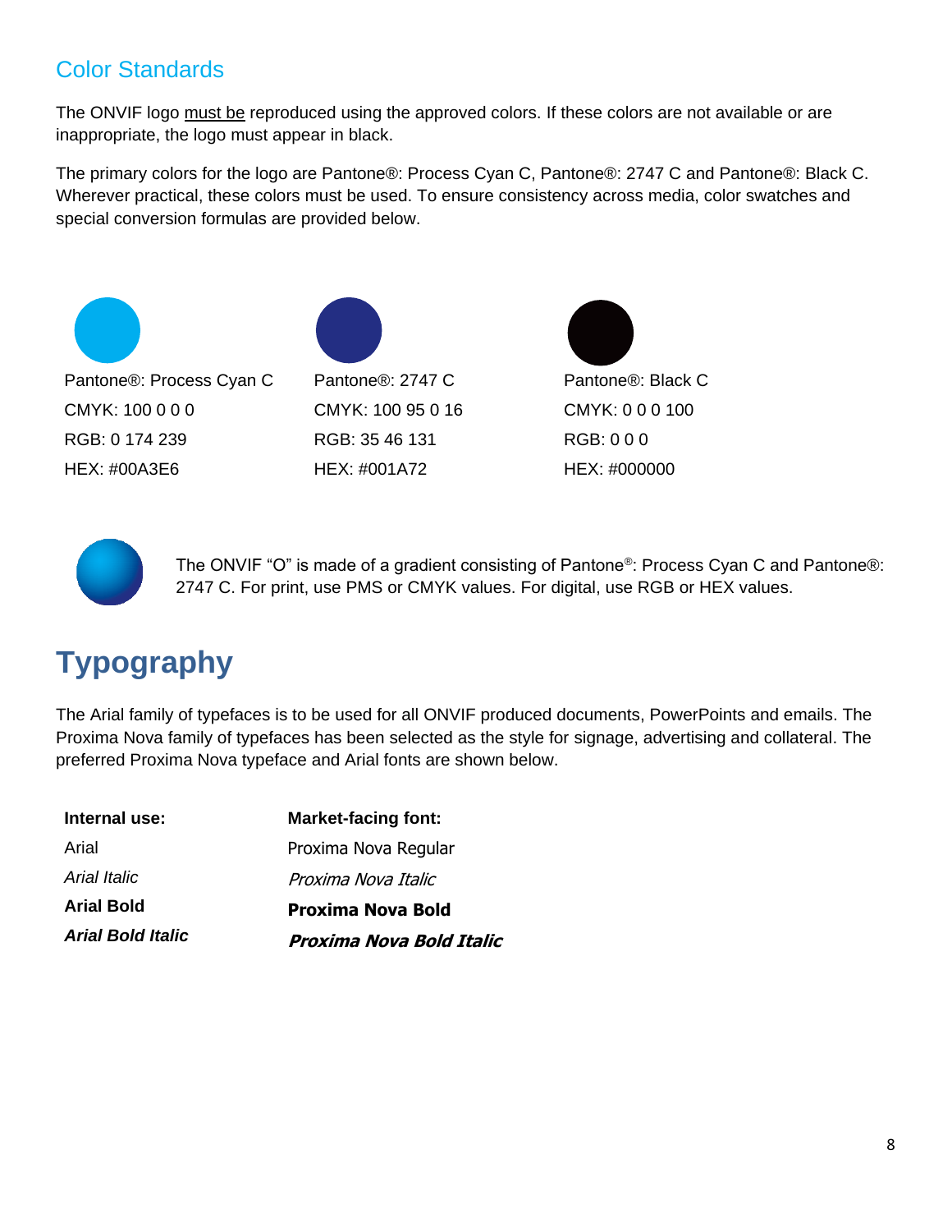## Color Standards

The ONVIF logo must be reproduced using the approved colors. If these colors are not available or are inappropriate, the logo must appear in black.

The primary colors for the logo are Pantone®: Process Cyan C, Pantone®: 2747 C and Pantone®: Black C. Wherever practical, these colors must be used. To ensure consistency across media, color swatches and special conversion formulas are provided below.

| Pantone®: Process Cyan C | Pantone®: 2747 C | Pantone®: Black C |
|---|---|---|
| CMYK: 100 0 0 0 | CMYK: 100 95 0 16 | CMYK: 0 0 0 100 |
| RGB: 0 174 239 | RGB: 35 46 131 | RGB: 0 0 0 |
| HEX: #00A3E6 | HEX: #001A72 | HEX: #000000 |

The ONVIF “O” is made of a gradient consisting of Pantone®: Process Cyan C and Pantone®: 2747 C. For print, use PMS or CMYK values. For digital, use RGB or HEX values.

# Typography

The Arial family of typefaces is to be used for all ONVIF produced documents, PowerPoints and emails. The Proxima Nova family of typefaces has been selected as the style for signage, advertising and collateral. The preferred Proxima Nova typeface and Arial fonts are shown below.

| **Internal use:** | **Market-facing font:** |
|---|---|
| Arial | Proxima Nova Regular |
| *Arial Italic* | *Proxima Nova Italic* |
| **Arial Bold** | **Proxima Nova Bold** |
| ***Arial Bold Italic*** | ***Proxima Nova Bold Italic*** |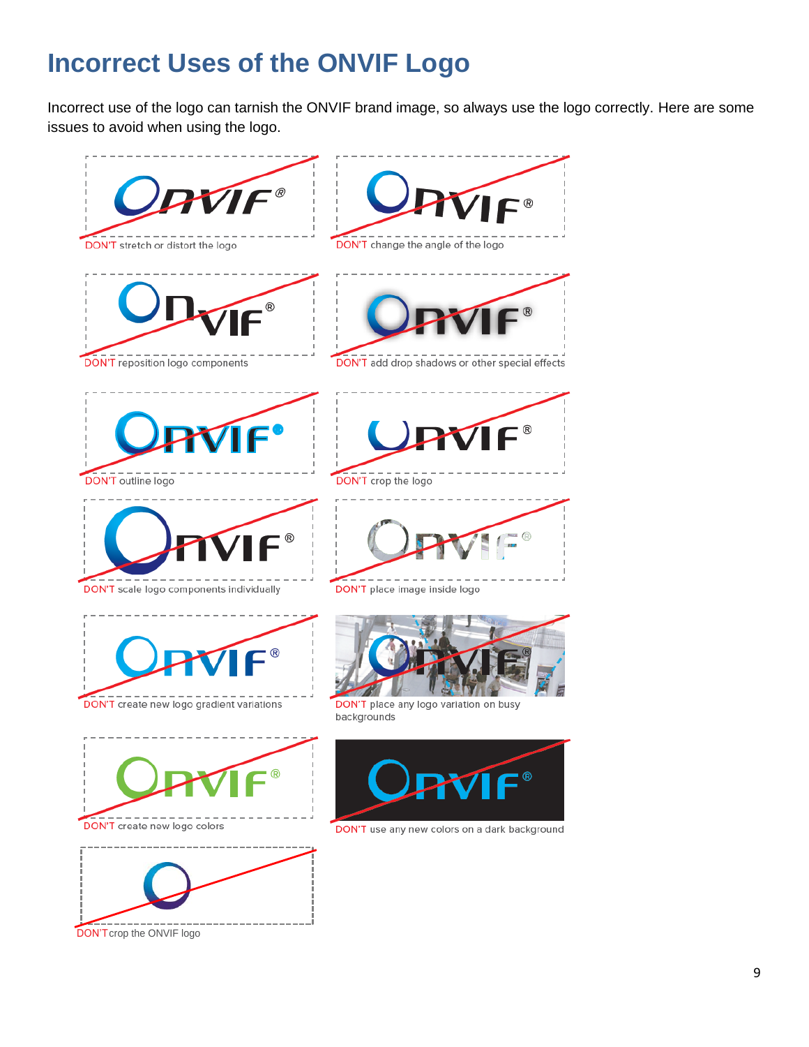# Incorrect Uses of the ONVIF Logo

Incorrect use of the logo can tarnish the ONVIF brand image, so always use the logo correctly. Here are some issues to avoid when using the logo.

DON'T stretch or distort the logo

DON'T change the angle of the logo

DON'T reposition logo components

DON'T add drop shadows or other special effects

DON'T outline logo

DON'T crop the logo

DON'T scale logo components individually

DON'T place image inside logo

DON'T create new logo gradient variations

DON'T place any logo variation on busy backgrounds

DON'T create new logo colors

DON'T use any new colors on a dark background

DON'T crop the ONVIF logo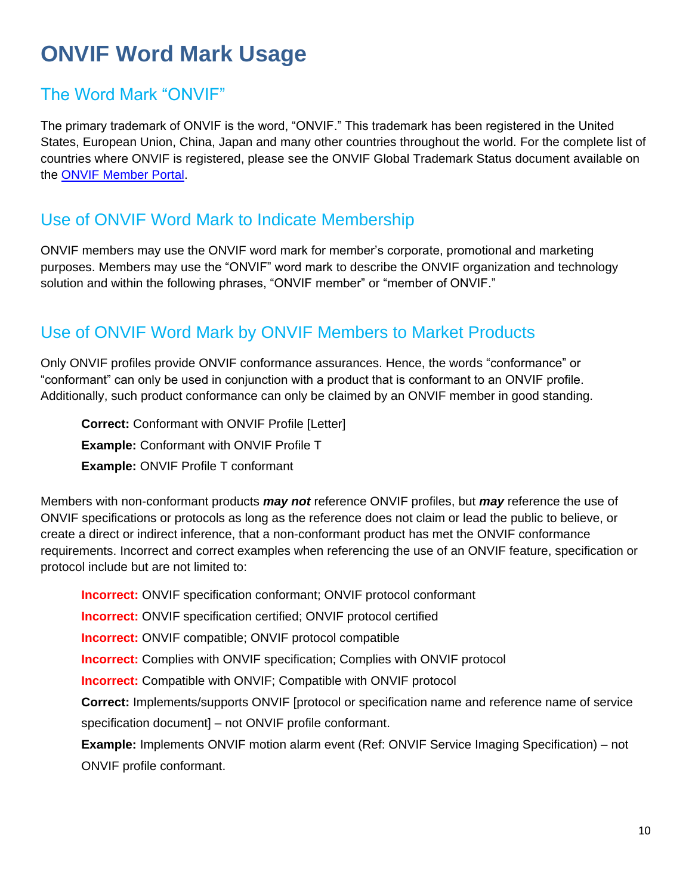# ONVIF Word Mark Usage

## The Word Mark "ONVIF"

The primary trademark of ONVIF is the word, "ONVIF." This trademark has been registered in the United States, European Union, China, Japan and many other countries throughout the world. For the complete list of countries where ONVIF is registered, please see the ONVIF Global Trademark Status document available on the [ONVIF Member Portal](ONVIF Member Portal).

## Use of ONVIF Word Mark to Indicate Membership

ONVIF members may use the ONVIF word mark for member's corporate, promotional and marketing purposes. Members may use the "ONVIF" word mark to describe the ONVIF organization and technology solution and within the following phrases, "ONVIF member" or "member of ONVIF."

## Use of ONVIF Word Mark by ONVIF Members to Market Products

Only ONVIF profiles provide ONVIF conformance assurances. Hence, the words "conformance" or "conformant" can only be used in conjunction with a product that is conformant to an ONVIF profile. Additionally, such product conformance can only be claimed by an ONVIF member in good standing.

> **Correct:** Conformant with ONVIF Profile [Letter]
>
> **Example:** Conformant with ONVIF Profile T
>
> **Example:** ONVIF Profile T conformant

Members with non-conformant products ***may not*** reference ONVIF profiles, but ***may*** reference the use of ONVIF specifications or protocols as long as the reference does not claim or lead the public to believe, or create a direct or indirect inference, that a non-conformant product has met the ONVIF conformance requirements. Incorrect and correct examples when referencing the use of an ONVIF feature, specification or protocol include but are not limited to:

> **Incorrect:** ONVIF specification conformant; ONVIF protocol conformant
>
> **Incorrect:** ONVIF specification certified; ONVIF protocol certified
>
> **Incorrect:** ONVIF compatible; ONVIF protocol compatible
>
> **Incorrect:** Complies with ONVIF specification; Complies with ONVIF protocol
>
> **Incorrect:** Compatible with ONVIF; Compatible with ONVIF protocol
>
> **Correct:** Implements/supports ONVIF [protocol or specification name and reference name of service specification document] – not ONVIF profile conformant.
>
> **Example:** Implements ONVIF motion alarm event (Ref: ONVIF Service Imaging Specification) – not ONVIF profile conformant.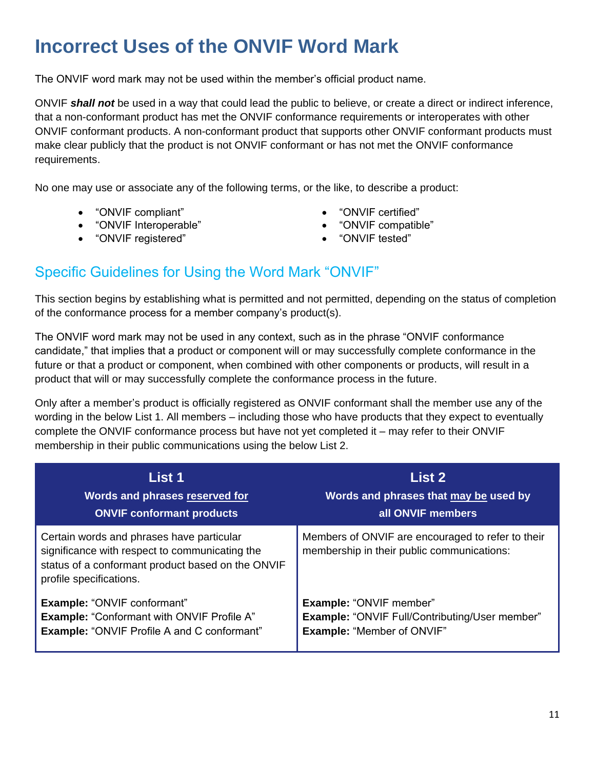# Incorrect Uses of the ONVIF Word Mark

The ONVIF word mark may not be used within the member's official product name.

ONVIF ***shall not*** be used in a way that could lead the public to believe, or create a direct or indirect inference, that a non-conformant product has met the ONVIF conformance requirements or interoperates with other ONVIF conformant products. A non-conformant product that supports other ONVIF conformant products must make clear publicly that the product is not ONVIF conformant or has not met the ONVIF conformance requirements.

No one may use or associate any of the following terms, or the like, to describe a product:

- "ONVIF compliant"
- "ONVIF Interoperable"
- "ONVIF registered"
- "ONVIF certified"
- "ONVIF compatible"
- "ONVIF tested"

## Specific Guidelines for Using the Word Mark "ONVIF"

This section begins by establishing what is permitted and not permitted, depending on the status of completion of the conformance process for a member company's product(s).

The ONVIF word mark may not be used in any context, such as in the phrase "ONVIF conformance candidate," that implies that a product or component will or may successfully complete conformance in the future or that a product or component, when combined with other components or products, will result in a product that will or may successfully complete the conformance process in the future.

Only after a member's product is officially registered as ONVIF conformant shall the member use any of the wording in the below List 1. All members – including those who have products that they expect to eventually complete the ONVIF conformance process but have not yet completed it – may refer to their ONVIF membership in their public communications using the below List 2.

| **List 1**<br>**Words and phrases reserved for ONVIF conformant products** | **List 2**<br>**Words and phrases that may be used by all ONVIF members** |
|---|---|
| Certain words and phrases have particular significance with respect to communicating the status of a conformant product based on the ONVIF profile specifications.<br><br>**Example:** "ONVIF conformant"<br>**Example:** "Conformant with ONVIF Profile A"<br>**Example:** "ONVIF Profile A and C conformant" | Members of ONVIF are encouraged to refer to their membership in their public communications:<br><br>**Example:** "ONVIF member"<br>**Example:** "ONVIF Full/Contributing/User member"<br>**Example:** "Member of ONVIF" |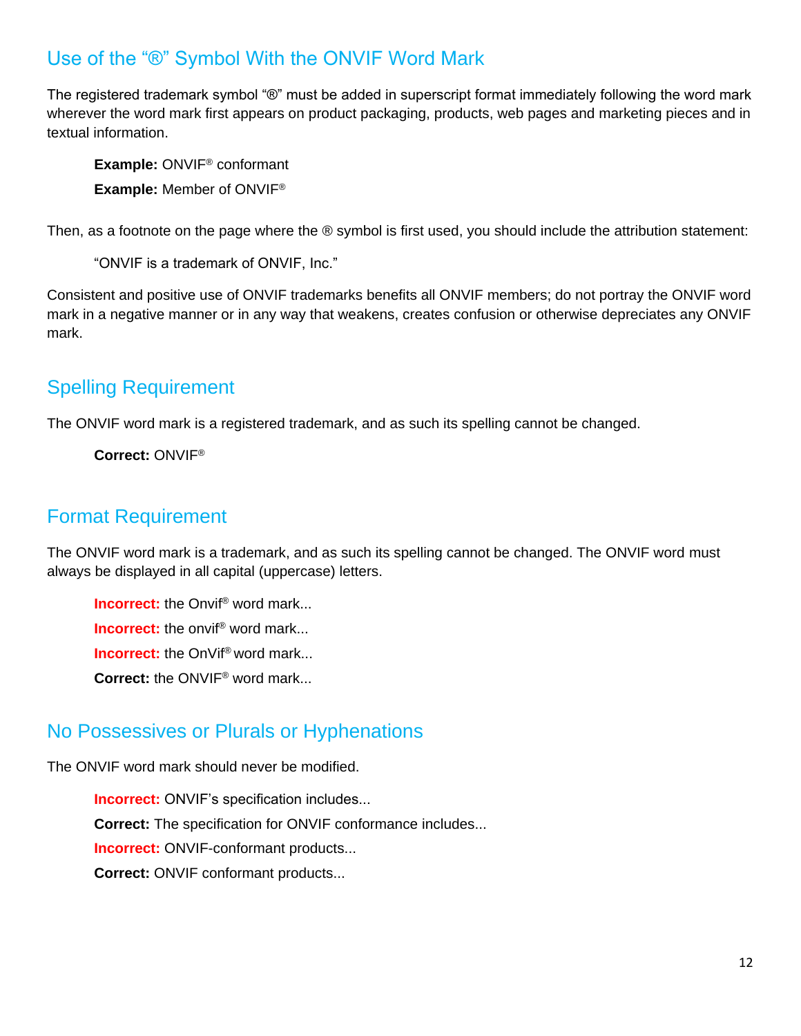## Use of the "®" Symbol With the ONVIF Word Mark

The registered trademark symbol "®" must be added in superscript format immediately following the word mark wherever the word mark first appears on product packaging, products, web pages and marketing pieces and in textual information.

> **Example:** ONVIF® conformant
>
> **Example:** Member of ONVIF®

Then, as a footnote on the page where the ® symbol is first used, you should include the attribution statement:

> "ONVIF is a trademark of ONVIF, Inc."

Consistent and positive use of ONVIF trademarks benefits all ONVIF members; do not portray the ONVIF word mark in a negative manner or in any way that weakens, creates confusion or otherwise depreciates any ONVIF mark.

## Spelling Requirement

The ONVIF word mark is a registered trademark, and as such its spelling cannot be changed.

> **Correct:** ONVIF®

## Format Requirement

The ONVIF word mark is a trademark, and as such its spelling cannot be changed. The ONVIF word must always be displayed in all capital (uppercase) letters.

> **Incorrect:** the Onvif® word mark...
>
> **Incorrect:** the onvif® word mark...
>
> **Incorrect:** the OnVif® word mark...
>
> **Correct:** the ONVIF® word mark...

## No Possessives or Plurals or Hyphenations

The ONVIF word mark should never be modified.

> **Incorrect:** ONVIF's specification includes...
>
> **Correct:** The specification for ONVIF conformance includes...
>
> **Incorrect:** ONVIF-conformant products...
>
> **Correct:** ONVIF conformant products...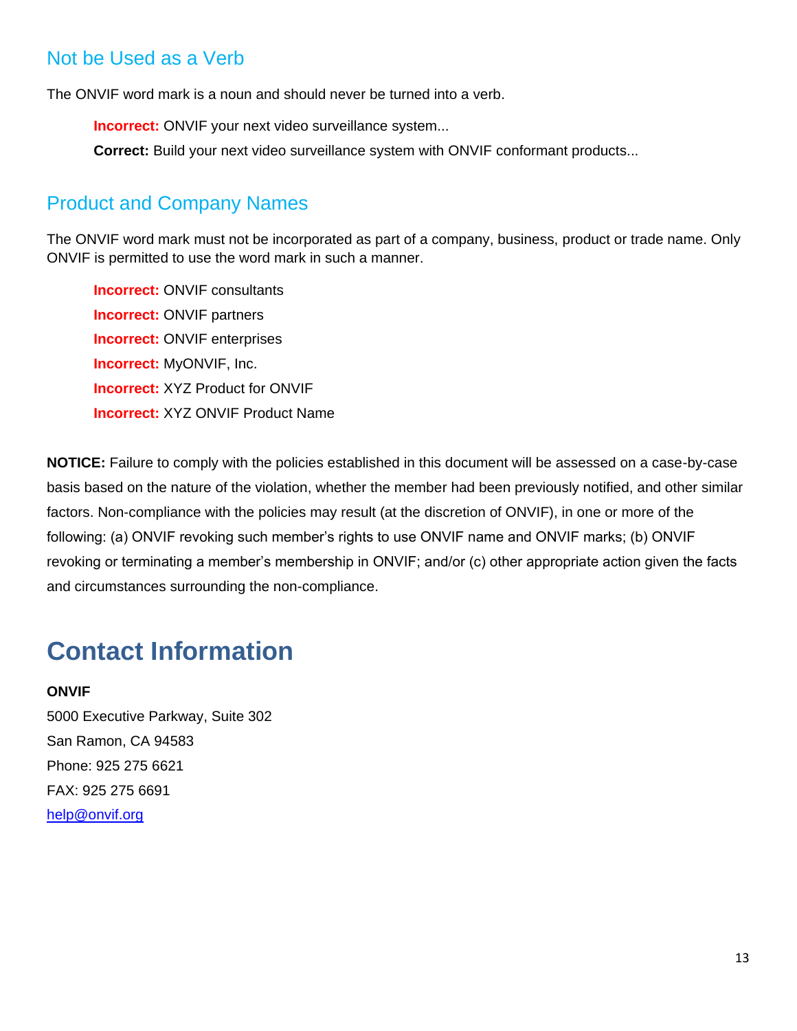### Not be Used as a Verb

The ONVIF word mark is a noun and should never be turned into a verb.

**Incorrect:** ONVIF your next video surveillance system...

**Correct:** Build your next video surveillance system with ONVIF conformant products...

### Product and Company Names

The ONVIF word mark must not be incorporated as part of a company, business, product or trade name. Only ONVIF is permitted to use the word mark in such a manner.

**Incorrect:** ONVIF consultants

**Incorrect:** ONVIF partners

**Incorrect:** ONVIF enterprises

**Incorrect:** MyONVIF, Inc.

**Incorrect:** XYZ Product for ONVIF

**Incorrect:** XYZ ONVIF Product Name

**NOTICE:** Failure to comply with the policies established in this document will be assessed on a case-by-case basis based on the nature of the violation, whether the member had been previously notified, and other similar factors. Non-compliance with the policies may result (at the discretion of ONVIF), in one or more of the following: (a) ONVIF revoking such member's rights to use ONVIF name and ONVIF marks; (b) ONVIF revoking or terminating a member's membership in ONVIF; and/or (c) other appropriate action given the facts and circumstances surrounding the non-compliance.

## Contact Information

**ONVIF**
5000 Executive Parkway, Suite 302
San Ramon, CA 94583
Phone: 925 275 6621
FAX: 925 275 6691
help@onvif.org